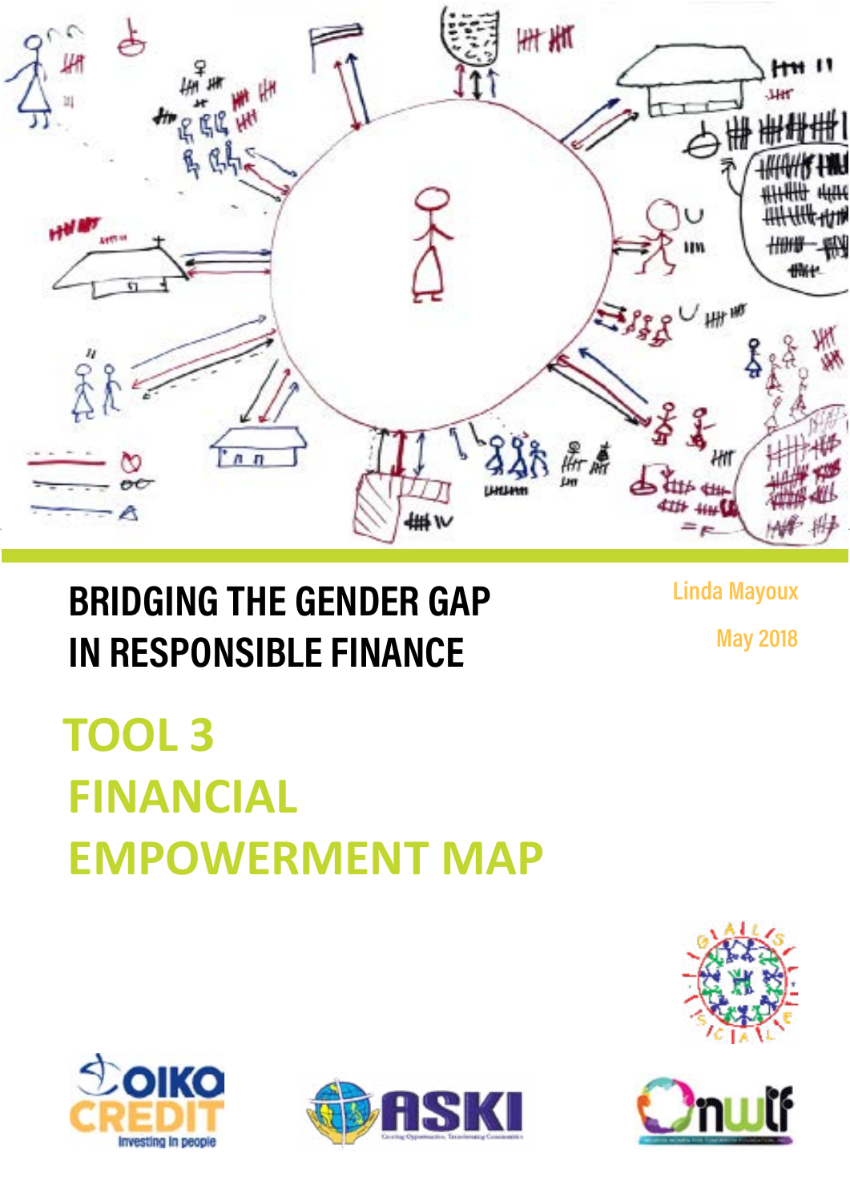# BRIDGING THE GENDER GAP IN RESPONSIBLE FINANCE

Linda Mayoux

May 2018

## TOOL 3 FINANCIAL EMPOWERMENT MAP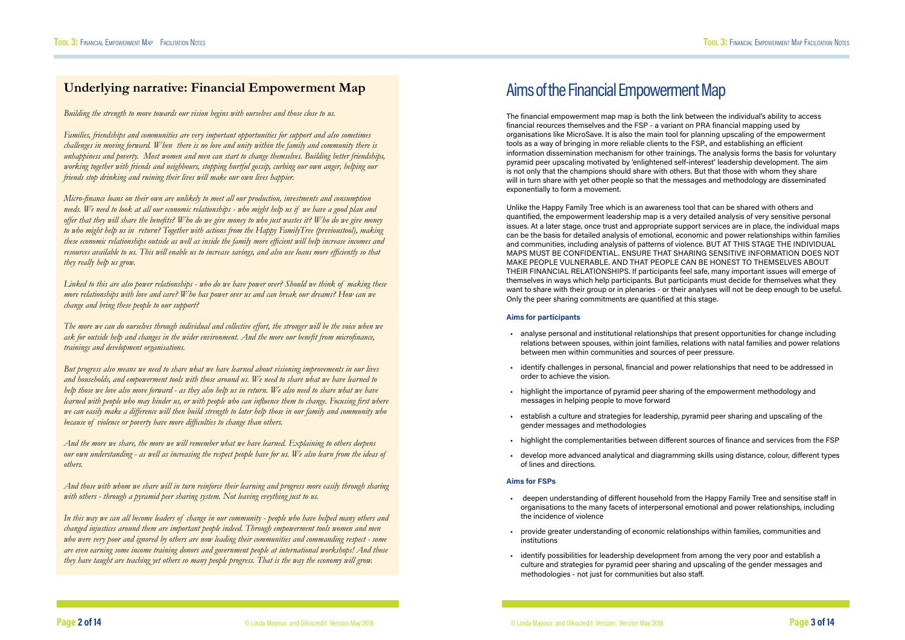## Underlying narrative: Financial Empowerment Map

*Building the strength to move towards our vision begins with ourselves and those close to us.*

*Families, friendships and communities are very important opportunities for support and also sometimes challenges in moving forward. When there is no love and unity within the family and community there is unhappiness and poverty. Most women and men can start to change themselves. Building better friendships, working together with friends and neighbours, stopping hurtful gossip, curbing our own anger, helping our friends stop drinking and ruining their lives will make our own lives happier.*

*Micro-finance loans on their own are unlikely to meet all our production, investments and consumption needs. We need to look at all our economic relationships - who might help us if we have a good plan and offer that they will share the benefits? Who do we give money to who just wastes it? Who do we give money to who might help us in return? Together with actions from the Happy FamilyTree (previoustool), making these economic relationships outside as well as inside the family more efficient will help increase incomes and resources available to us. This will enable us to increase savings, and also use loans more efficiently so that they really help us grow.*

*Linked to this are also power relationships - who do we have power over? Should we think of making these more relationships with love and care? Who has power over us and can break our dreams? How can we change and bring these people to our support?*

*The more we can do ourselves through individual and collective effort, the stronger will be the voice when we ask for outside help and changes in the wider environment. And the more our benefit from microfinance, trainings and development organisations.*

*But progress also means we need to share what we have learned about visioning improvements in our lives and households, and empowerment tools with those around us. We need to share what we have learned to help those we love also move forward - as they also help us in return. We also need to share what we have learned with people who may hinder us, or with people who can influence them to change. Focusing first where we can easily make a difference will then build strength to later help those in our family and community who because of violence or poverty have more difficulties to change than others.*

*And the more we share, the more we will remember what we have learned. Explaining to others deepens our own understanding - as well as increasing the respect people have for us. We also learn from the ideas of others.*

*And those with whom we share will in turn reinforce their learning and progress more easily through sharing with others - through a pyramid peer sharing system. Not leaving eveything just to us.*

*In this way we can all become leaders of change in our community - people who have helped many others and changed injustices around them are important people indeed. Through empowerment tools women and men who were very poor and ignored by others are now leading their communities and commanding respect - some are even earning some income training donors and government people at international workshops! And those they have taught are teaching yet others so many people progress. That is the way the economy will grow.*

# Aims of the Financial Empowerment Map

The financial empowerment map map is both the link between the individual's ability to access financial reources themselves and the FSP - a variant on PRA financial mapping used by organisations like MicroSave. It is also the main tool for planning upscaling of the empowerment tools as a way of bringing in more reliable clients to the FSP., and establishing an efficient information dissemination mechanism for other trainings. The analysis forms the basis for voluntary pyramid peer upscaling motivated by 'enlightened self-interest' leadership development. The aim is not only that the champions should share with others. But that those with whom they share will in turn share with yet other people so that the messages and methodology are disseminated exponentially to form a movement.

Unlike the Happy Family Tree which is an awareness tool that can be shared with others and quantified, the empowerment leadership map is a very detailed analysis of very sensitive personal issues. At a later stage, once trust and appropriate support services are in place, the individual maps can be the basis for detailed analysis of emotional, economic and power relationships within families and communities, including analysis of patterns of violence. BUT AT THIS STAGE THE INDIVIDUAL MAPS MUST BE CONFIDENTIAL. ENSURE THAT SHARING SENSITIVE INFORMATION DOES NOT MAKE PEOPLE VULNERABLE. AND THAT PEOPLE CAN BE HONEST TO THEMSELVES ABOUT THEIR FINANCIAL RELATIONSHIPS. If participants feel safe, many important issues will emerge of themselves in ways which help participants. But participants must decide for themselves what they want to share with their group or in plenaries - or their analyses will not be deep enough to be useful. Only the peer sharing commitments are quantified at this stage.

### Aims for participants

- analyse personal and institutional relationships that present opportunities for change including relations between spouses, within joint families, relations with natal families and power relations between men within communities and sources of peer pressure.
- identify challenges in personal, financial and power relationships that need to be addressed in order to achieve the vision.
- highlight the importance of pyramid peer sharing of the empowerment methodology and messages in helping people to move forward
- establish a culture and strategies for leadership, pyramid peer sharing and upscaling of the gender messages and methodologies
- highlight the complementarities between different sources of finance and services from the FSP
- develop more advanced analytical and diagramming skills using distance, colour, different types of lines and directions.

### Aims for FSPs

- deepen understanding of different household from the Happy Family Tree and sensitise staff in organisations to the many facets of interpersonal emotional and power relationships, including the incidence of violence
- provide greater understanding of economic relationships within families, communities and institutions
- identify possibilities for leadership development from among the very poor and establish a culture and strategies for pyramid peer sharing and upscaling of the gender messages and methodologies - not just for communities but also staff.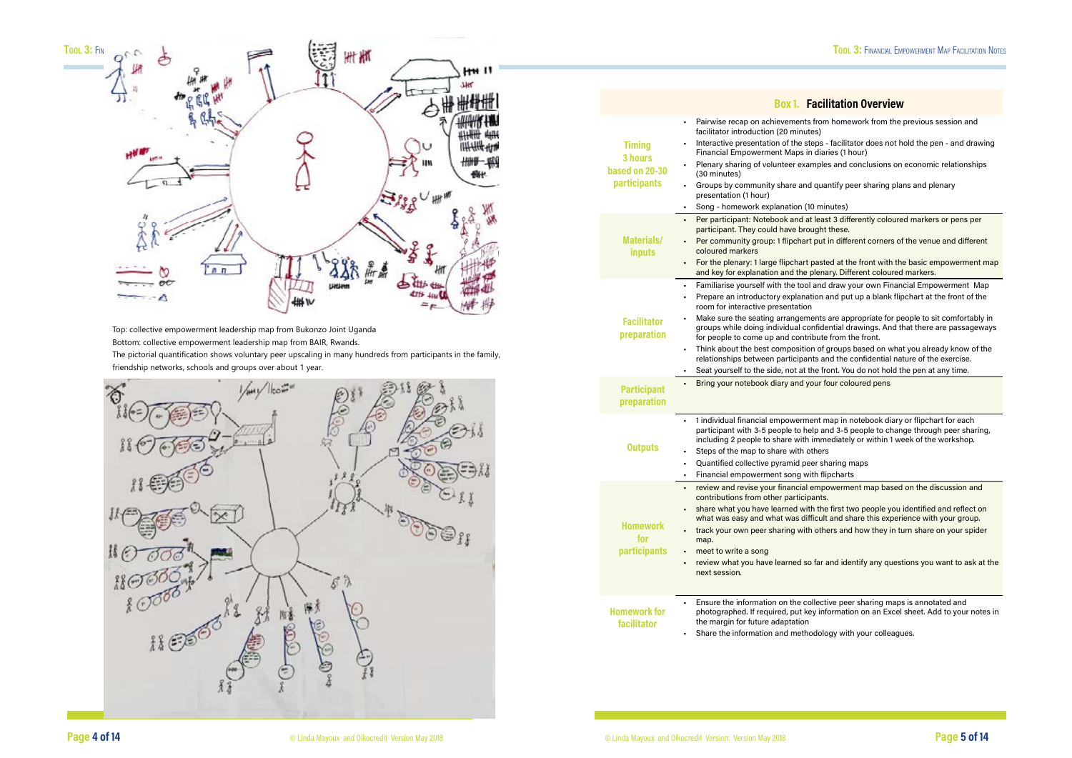Top: collective empowerment leadership map from Bukonzo Joint Uganda

Bottom: collective empowerment leadership map from BAIR, Rwands.

The pictorial quantification shows voluntary peer upscaling in many hundreds from participants in the family, friendship networks, schools and groups over about 1 year.

## Box 1. Facilitation Overview

| | |
|---|---|
| **Timing 3 hours based on 20-30 participants** | • Pairwise recap on achievements from homework from the previous session and facilitator introduction (20 minutes)<br>• Interactive presentation of the steps - facilitator does not hold the pen - and drawing Financial Empowerment Maps in diaries (1 hour)<br>• Plenary sharing of volunteer examples and conclusions on economic relationships (30 minutes)<br>• Groups by community share and quantify peer sharing plans and plenary presentation (1 hour)<br>• Song - homework explanation (10 minutes) |
| **Materials/ inputs** | • Per participant: Notebook and at least 3 differently coloured markers or pens per participant. They could have brought these.<br>• Per community group: 1 flipchart put in different corners of the venue and different coloured markers<br>• For the plenary: 1 large flipchart pasted at the front with the basic empowerment map and key for explanation and the plenary. Different coloured markers. |
| **Facilitator preparation** | • Familiarise yourself with the tool and draw your own Financial Empowerment Map<br>• Prepare an introductory explanation and put up a blank flipchart at the front of the room for interactive presentation<br>• Make sure the seating arrangements are appropriate for people to sit comfortably in groups while doing individual confidential drawings. And that there are passageways for people to come up and contribute from the front.<br>• Think about the best composition of groups based on what you already know of the relationships between participants and the confidential nature of the exercise.<br>• Seat yourself to the side, not at the front. You do not hold the pen at any time. |
| **Participant preparation** | • Bring your notebook diary and your four coloured pens |
| **Outputs** | • 1 individual financial empowerment map in notebook diary or flipchart for each participant with 3-5 people to help and 3-5 people to change through peer sharing, including 2 people to share with immediately or within 1 week of the workshop.<br>• Steps of the map to share with others<br>• Quantified collective pyramid peer sharing maps<br>• Financial empowerment song with flipcharts |
| **Homework for participants** | • review and revise your financial empowerment map based on the discussion and contributions from other participants.<br>• share what you have learned with the first two people you identified and reflect on what was easy and what was difficult and share this experience with your group.<br>• track your own peer sharing with others and how they in turn share on your spider map.<br>• meet to write a song<br>• review what you have learned so far and identify any questions you want to ask at the next session. |
| **Homework for facilitator** | • Ensure the information on the collective peer sharing maps is annotated and photographed. If required, put key information on an Excel sheet. Add to your notes in the margin for future adaptation<br>• Share the information and methodology with your colleagues. |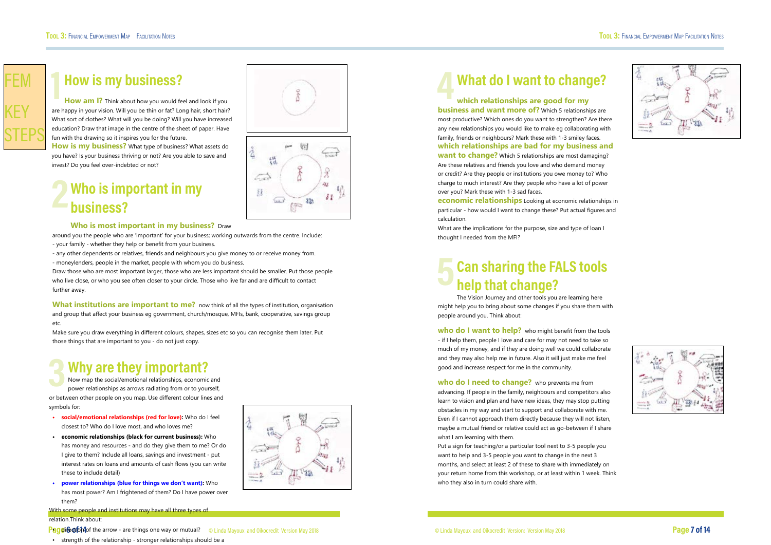FEM KEY STEPS

# 1 How is my business?

**How am I?** Think about how you would feel and look if you are happy in your vision. Will you be thin or fat? Long hair, short hair? What sort of clothes? What will you be doing? Will you have increased education? Draw that image in the centre of the sheet of paper. Have fun with the drawing so it inspires you for the future.

**How is my business?** What type of business? What assets do you have? Is your business thriving or not? Are you able to save and invest? Do you feel over-indebted or not?

# 2 Who is important in my business?

**Who is most important in my business?** Draw around you the people who are 'important' for your business; working outwards from the centre. Include:

- your family - whether they help or benefit from your business.
- any other dependents or relatives, friends and neighbours you give money to or receive money from.
- moneylenders, people in the market, people with whom you do business.

Draw those who are most important larger, those who are less important should be smaller. Put those people who live close, or who you see often closer to your circle. Those who live far and are difficult to contact further away.

**What institutions are important to me?** now think of all the types of institution, organisation and group that affect your business eg government, church/mosque, MFIs, bank, cooperative, savings group etc.

Make sure you draw everything in different colours, shapes, sizes etc so you can recognise them later. Put those things that are important to you - do not just copy.

# 3 Why are they important?

Now map the social/emotional relationships, economic and power relationships as arrows radiating from or to yourself, or between other people on you map. Use different colour lines and symbols for:

- **social/emotional relationships (red for love):** Who do I feel closest to? Who do I love most, and who loves me?
- **economic relationships (black for current business):** Who has money and resources - and do they give them to me? Or do I give to them? Include all loans, savings and investment - put interest rates on loans and amounts of cash flows (you can write these to include detail)
- **power relationships (blue for things we don't want):** Who has most power? Am I frightened of them? Do I have power over them?

With some people and institutions may have all three types of relation.Think about:

- direction of the arrow - are things one way or mutual?
- strength of the relationship - stronger relationships should be a

# 4 What do I want to change?

**which relationships are good for my business and want more of?** Which 5 relationships are most productive? Which ones do you want to strengthen? Are there any new relationships you would like to make eg collaborating with family, friends or neighbours? Mark these with 1-3 smiley faces.

**which relationships are bad for my business and want to change?** Which 5 relationships are most damaging? Are these relatives and friends you love and who demand money or credit? Are they people or institutions you owe money to? Who charge to much interest? Are they people who have a lot of power over you? Mark these with 1-3 sad faces.

**economic relationships** Looking at economic relationships in particular - how would I want to change these? Put actual figures and calculation.

What are the implications for the purpose, size and type of loan I thought I needed from the MFI?

# 5 Can sharing the FALS tools help that change?

The Vision Journey and other tools you are learning here might help you to bring about some changes if you share them with people around you. Think about:

**who do I want to help?** who might benefit from the tools - if I help them, people I love and care for may not need to take so much of my money, and if they are doing well we could collaborate and they may also help me in future. Also it will just make me feel good and increase respect for me in the community.

**who do I need to change?** who prevents me from advancing. If people in the family, neighbours and competitors also learn to vision and plan and have new ideas, they may stop putting obstacles in my way and start to support and collaborate with me. Even if I cannot approach them directly because they will not listen, maybe a mutual friend or relative could act as go-between if I share what I am learning with them.

Put a sign for teaching/or a particular tool next to 3-5 people you want to help and 3-5 people you want to change in the next 3 months, and select at least 2 of these to share with immediately on your return home from this workshop, or at least within 1 week. Think who they also in turn could share with.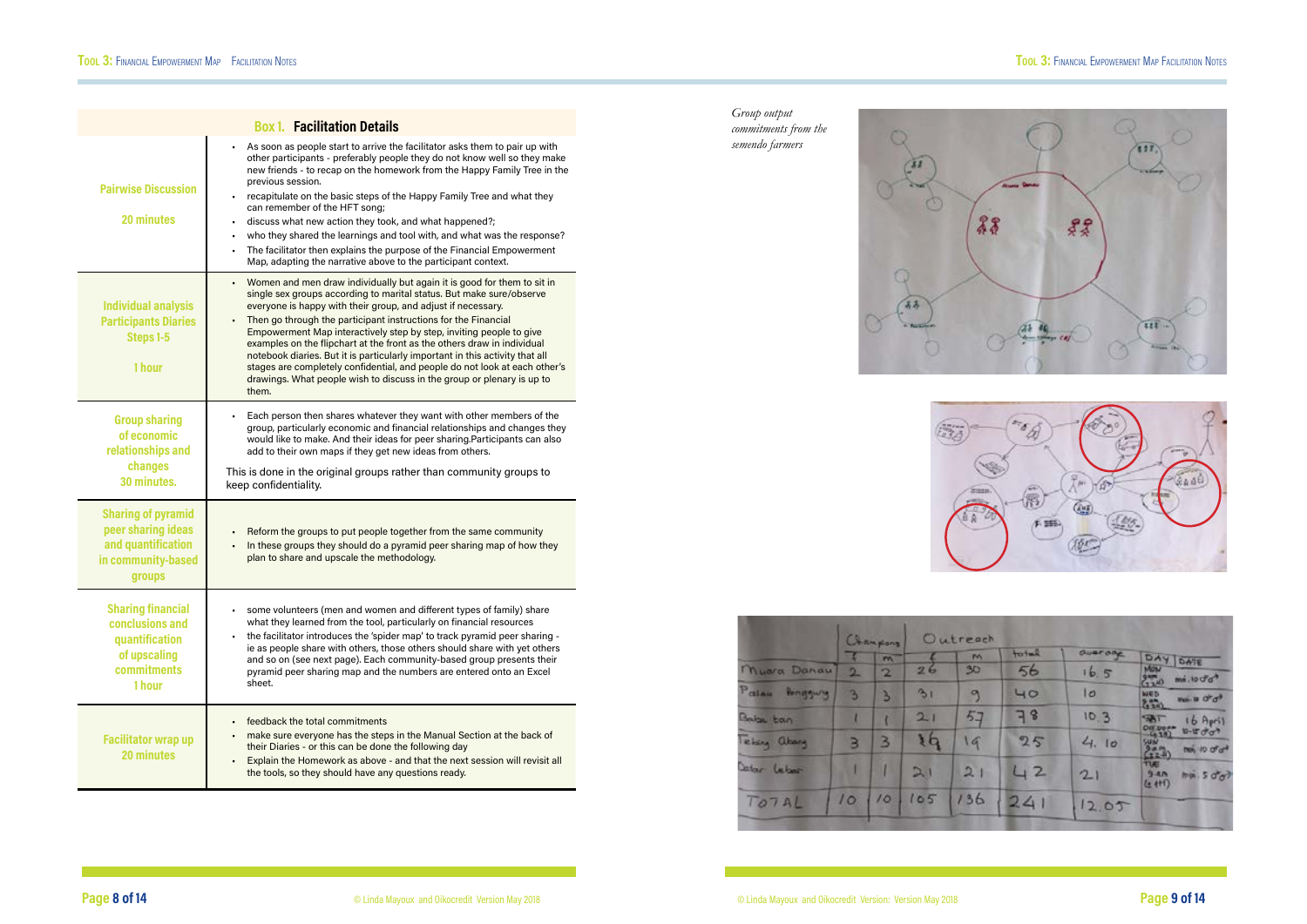## Box 1. Facilitation Details

| | |
|---|---|
| **Pairwise Discussion**<br><br>**20 minutes** | • As soon as people start to arrive the facilitator asks them to pair up with other participants - preferably people they do not know well so they make new friends - to recap on the homework from the Happy Family Tree in the previous session.<br>• recapitulate on the basic steps of the Happy Family Tree and what they can remember of the HFT song;<br>• discuss what new action they took, and what happened?;<br>• who they shared the learnings and tool with, and what was the response?<br>• The facilitator then explains the purpose of the Financial Empowerment Map, adapting the narrative above to the participant context. |
| **Individual analysis Participants Diaries Steps 1-5**<br><br>**1 hour** | • Women and men draw individually but again it is good for them to sit in single sex groups according to marital status. But make sure/observe everyone is happy with their group, and adjust if necessary.<br>• Then go through the participant instructions for the Financial Empowerment Map interactively step by step, inviting people to give examples on the flipchart at the front as the others draw in individual notebook diaries. But it is particularly important in this activity that all stages are completely confidential, and people do not look at each other's drawings. What people wish to discuss in the group or plenary is up to them. |
| **Group sharing of economic relationships and changes 30 minutes.** | • Each person then shares whatever they want with other members of the group, particularly economic and financial relationships and changes they would like to make. And their ideas for peer sharing.Participants can also add to their own maps if they get new ideas from others.<br><br>This is done in the original groups rather than community groups to keep confidentiality. |
| **Sharing of pyramid peer sharing ideas and quantification in community-based groups** | • Reform the groups to put people together from the same community<br>• In these groups they should do a pyramid peer sharing map of how they plan to share and upscale the methodology. |
| **Sharing financial conclusions and quantification of upscaling commitments 1 hour** | • some volunteers (men and women and different types of family) share what they learned from the tool, particularly on financial resources<br>• the facilitator introduces the 'spider map' to track pyramid peer sharing - ie as people share with others, those others should share with yet others and so on (see next page). Each community-based group presents their pyramid peer sharing map and the numbers are entered onto an Excel sheet. |
| **Facilitator wrap up 20 minutes** | • feedback the total commitments<br>• make sure everyone has the steps in the Manual Section at the back of their Diaries - or this can be done the following day<br>• Explain the Homework as above - and that the next session will revisit all the tools, so they should have any questions ready. |

*Group output commitments from the semendo farmers*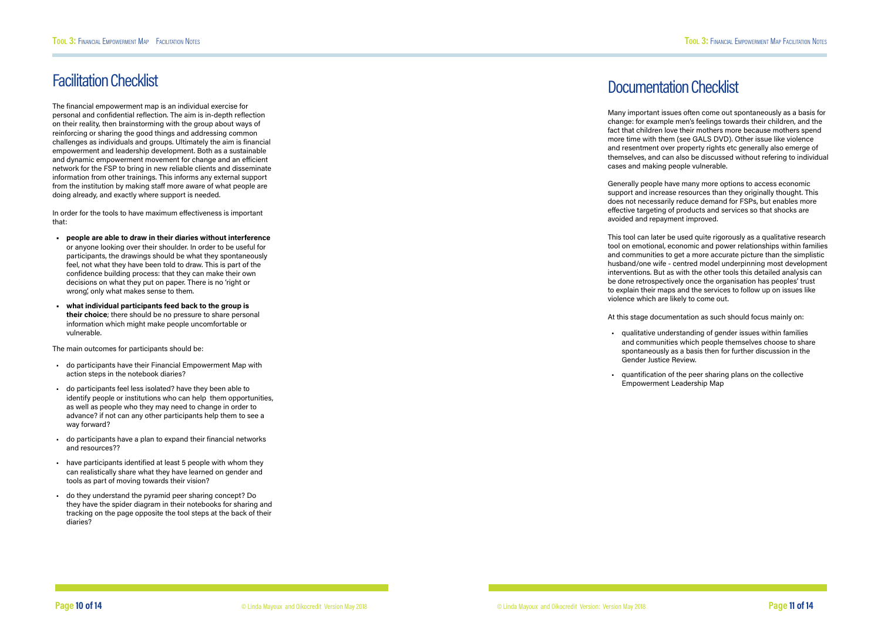# Facilitation Checklist

The financial empowerment map is an individual exercise for personal and confidential reflection. The aim is in-depth reflection on their reality, then brainstorming with the group about ways of reinforcing or sharing the good things and addressing common challenges as individuals and groups. Ultimately the aim is financial empowerment and leadership development. Both as a sustainable and dynamic empowerment movement for change and an efficient network for the FSP to bring in new reliable clients and disseminate information from other trainings. This informs any external support from the institution by making staff more aware of what people are doing already, and exactly where support is needed.

In order for the tools to have maximum effectiveness is important that:

- **people are able to draw in their diaries without interference** or anyone looking over their shoulder. In order to be useful for participants, the drawings should be what they spontaneously feel, not what they have been told to draw. This is part of the confidence building process: that they can make their own decisions on what they put on paper. There is no 'right or wrong', only what makes sense to them.
- **what individual participants feed back to the group is their choice**; there should be no pressure to share personal information which might make people uncomfortable or vulnerable.

The main outcomes for participants should be:

- do participants have their Financial Empowerment Map with action steps in the notebook diaries?
- do participants feel less isolated? have they been able to identify people or institutions who can help them opportunities, as well as people who they may need to change in order to advance? if not can any other participants help them to see a way forward?
- do participants have a plan to expand their financial networks and resources??
- have participants identified at least 5 people with whom they can realistically share what they have learned on gender and tools as part of moving towards their vision?
- do they understand the pyramid peer sharing concept? Do they have the spider diagram in their notebooks for sharing and tracking on the page opposite the tool steps at the back of their diaries?

# Documentation Checklist

Many important issues often come out spontaneously as a basis for change: for example men's feelings towards their children, and the fact that children love their mothers more because mothers spend more time with them (see GALS DVD). Other issue like violence and resentment over property rights etc generally also emerge of themselves, and can also be discussed without refering to individual cases and making people vulnerable.

Generally people have many more options to access economic support and increase resources than they originally thought. This does not necessarily reduce demand for FSPs, but enables more effective targeting of products and services so that shocks are avoided and repayment improved.

This tool can later be used quite rigorously as a qualitative research tool on emotional, economic and power relationships within families and communities to get a more accurate picture than the simplistic husband/one wife - centred model underpinning most development interventions. But as with the other tools this detailed analysis can be done retrospectively once the organisation has peoples' trust to explain their maps and the services to follow up on issues like violence which are likely to come out.

At this stage documentation as such should focus mainly on:

- qualitative understanding of gender issues within families and communities which people themselves choose to share spontaneously as a basis then for further discussion in the Gender Justice Review.
- quantification of the peer sharing plans on the collective Empowerment Leadership Map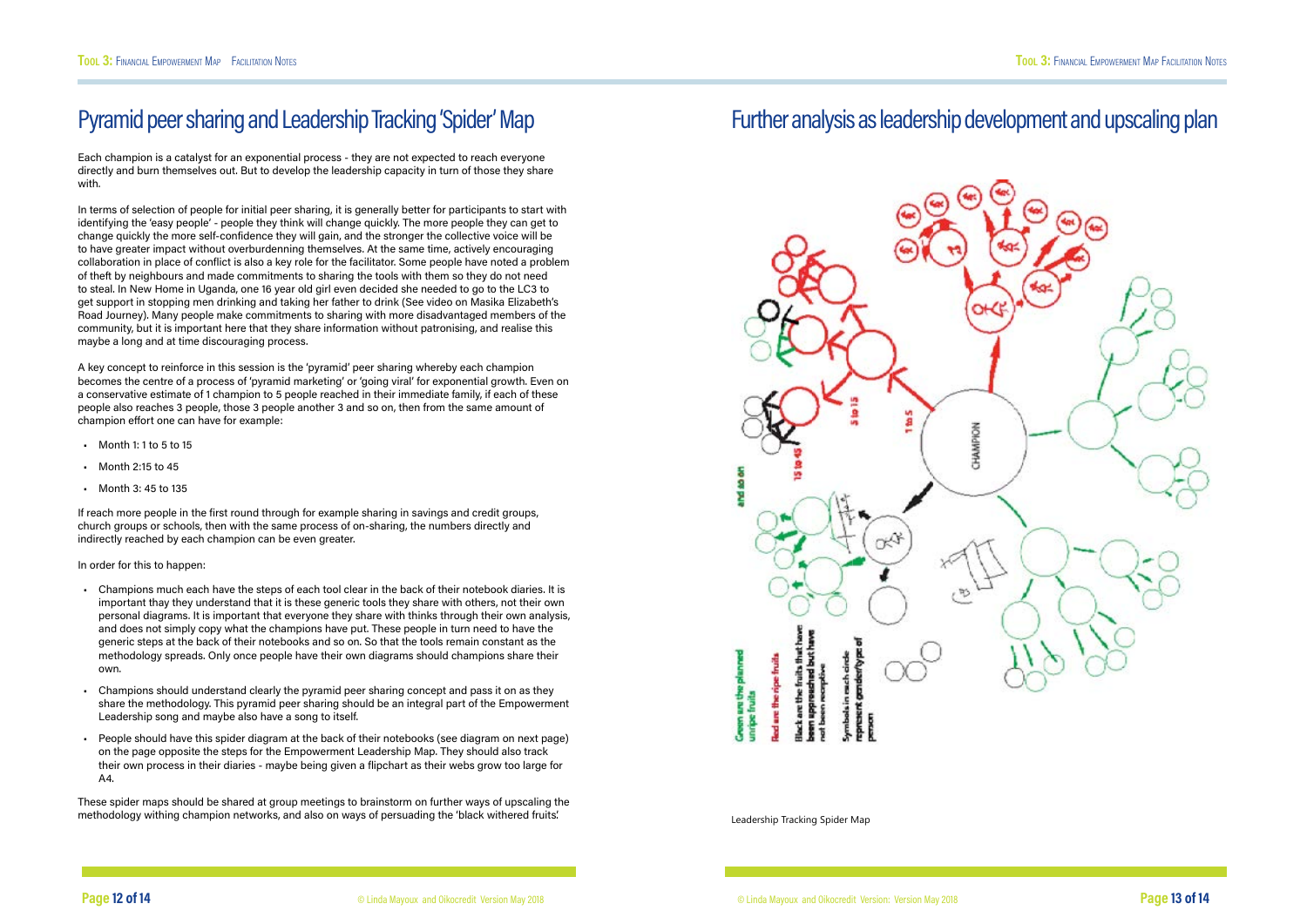# Pyramid peer sharing and Leadership Tracking 'Spider' Map

Each champion is a catalyst for an exponential process - they are not expected to reach everyone directly and burn themselves out. But to develop the leadership capacity in turn of those they share with.

In terms of selection of people for initial peer sharing, it is generally better for participants to start with identifying the 'easy people' - people they think will change quickly. The more people they can get to change quickly the more self-confidence they will gain, and the stronger the collective voice will be to have greater impact without overburdenning themselves. At the same time, actively encouraging collaboration in place of conflict is also a key role for the facilitator. Some people have noted a problem of theft by neighbours and made commitments to sharing the tools with them so they do not need to steal. In New Home in Uganda, one 16 year old girl even decided she needed to go to the LC3 to get support in stopping men drinking and taking her father to drink (See video on Masika Elizabeth's Road Journey). Many people make commitments to sharing with more disadvantaged members of the community, but it is important here that they share information without patronising, and realise this maybe a long and at time discouraging process.

A key concept to reinforce in this session is the 'pyramid' peer sharing whereby each champion becomes the centre of a process of 'pyramid marketing' or 'going viral' for exponential growth. Even on a conservative estimate of 1 champion to 5 people reached in their immediate family, if each of these people also reaches 3 people, those 3 people another 3 and so on, then from the same amount of champion effort one can have for example:

- Month 1: 1 to 5 to 15
- Month 2:15 to 45
- Month 3: 45 to 135

If reach more people in the first round through for example sharing in savings and credit groups, church groups or schools, then with the same process of on-sharing, the numbers directly and indirectly reached by each champion can be even greater.

In order for this to happen:

- Champions much each have the steps of each tool clear in the back of their notebook diaries. It is important thay they understand that it is these generic tools they share with others, not their own personal diagrams. It is important that everyone they share with thinks through their own analysis, and does not simply copy what the champions have put. These people in turn need to have the generic steps at the back of their notebooks and so on. So that the tools remain constant as the methodology spreads. Only once people have their own diagrams should champions share their own.
- Champions should understand clearly the pyramid peer sharing concept and pass it on as they share the methodology. This pyramid peer sharing should be an integral part of the Empowerment Leadership song and maybe also have a song to itself.
- People should have this spider diagram at the back of their notebooks (see diagram on next page) on the page opposite the steps for the Empowerment Leadership Map. They should also track their own process in their diaries - maybe being given a flipchart as their webs grow too large for A4.

These spider maps should be shared at group meetings to brainstorm on further ways of upscaling the methodology withing champion networks, and also on ways of persuading the 'black withered fruits'.

# Further analysis as leadership development and upscaling plan

Leadership Tracking Spider Map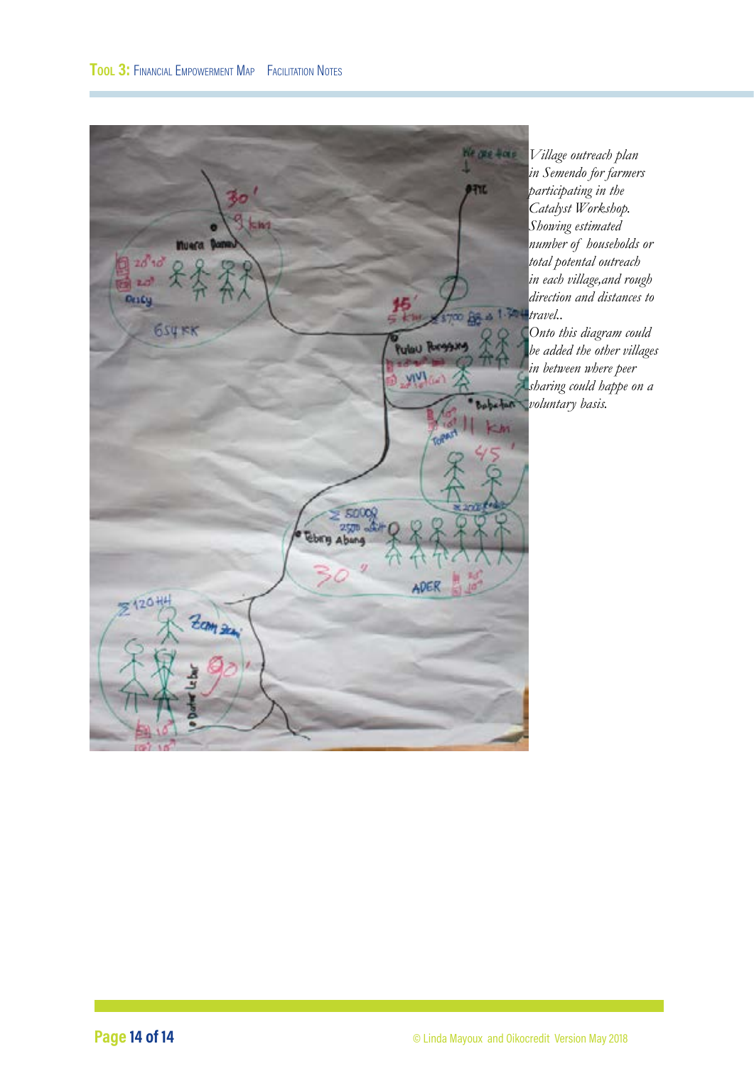*Village outreach plan in Semendo for farmers participating in the Catalyst Workshop. Showing estimated number of households or total potental outreach in each village,and rough direction and distances to travel..*

*Onto this diagram could be added the other villages in between where peer sharing could happe on a voluntary basis.*